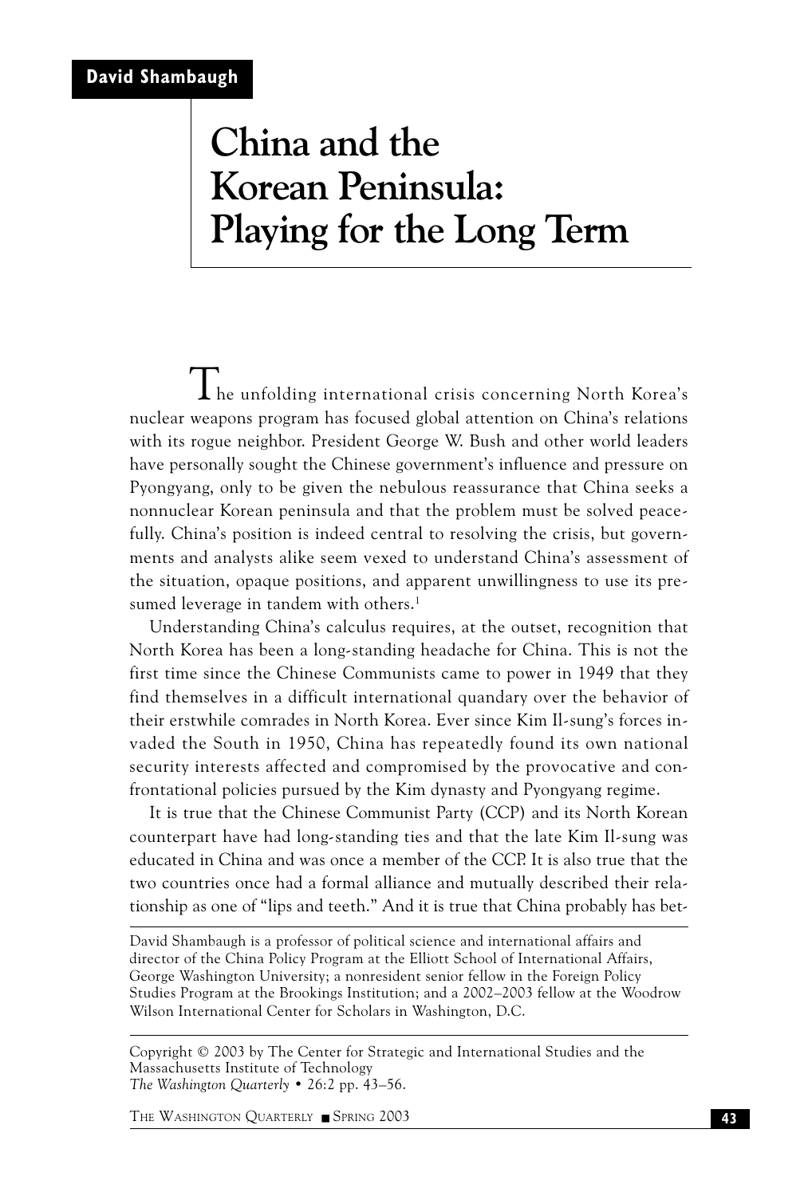**David Shambaugh**

# China and the Korean Peninsula: Playing for the Long Term

The unfolding international crisis concerning North Korea's nuclear weapons program has focused global attention on China's relations with its rogue neighbor. President George W. Bush and other world leaders have personally sought the Chinese government's influence and pressure on Pyongyang, only to be given the nebulous reassurance that China seeks a nonnuclear Korean peninsula and that the problem must be solved peacefully. China's position is indeed central to resolving the crisis, but governments and analysts alike seem vexed to understand China's assessment of the situation, opaque positions, and apparent unwillingness to use its presumed leverage in tandem with others.[1]

Understanding China's calculus requires, at the outset, recognition that North Korea has been a long-standing headache for China. This is not the first time since the Chinese Communists came to power in 1949 that they find themselves in a difficult international quandary over the behavior of their erstwhile comrades in North Korea. Ever since Kim Il-sung's forces invaded the South in 1950, China has repeatedly found its own national security interests affected and compromised by the provocative and confrontational policies pursued by the Kim dynasty and Pyongyang regime.

It is true that the Chinese Communist Party (CCP) and its North Korean counterpart have had long-standing ties and that the late Kim Il-sung was educated in China and was once a member of the CCP. It is also true that the two countries once had a formal alliance and mutually described their relationship as one of "lips and teeth." And it is true that China probably has bet-

David Shambaugh is a professor of political science and international affairs and director of the China Policy Program at the Elliott School of International Affairs, George Washington University; a nonresident senior fellow in the Foreign Policy Studies Program at the Brookings Institution; and a 2002–2003 fellow at the Woodrow Wilson International Center for Scholars in Washington, D.C.

Copyright © 2003 by The Center for Strategic and International Studies and the Massachusetts Institute of Technology
*The Washington Quarterly* • 26:2 pp. 43–56.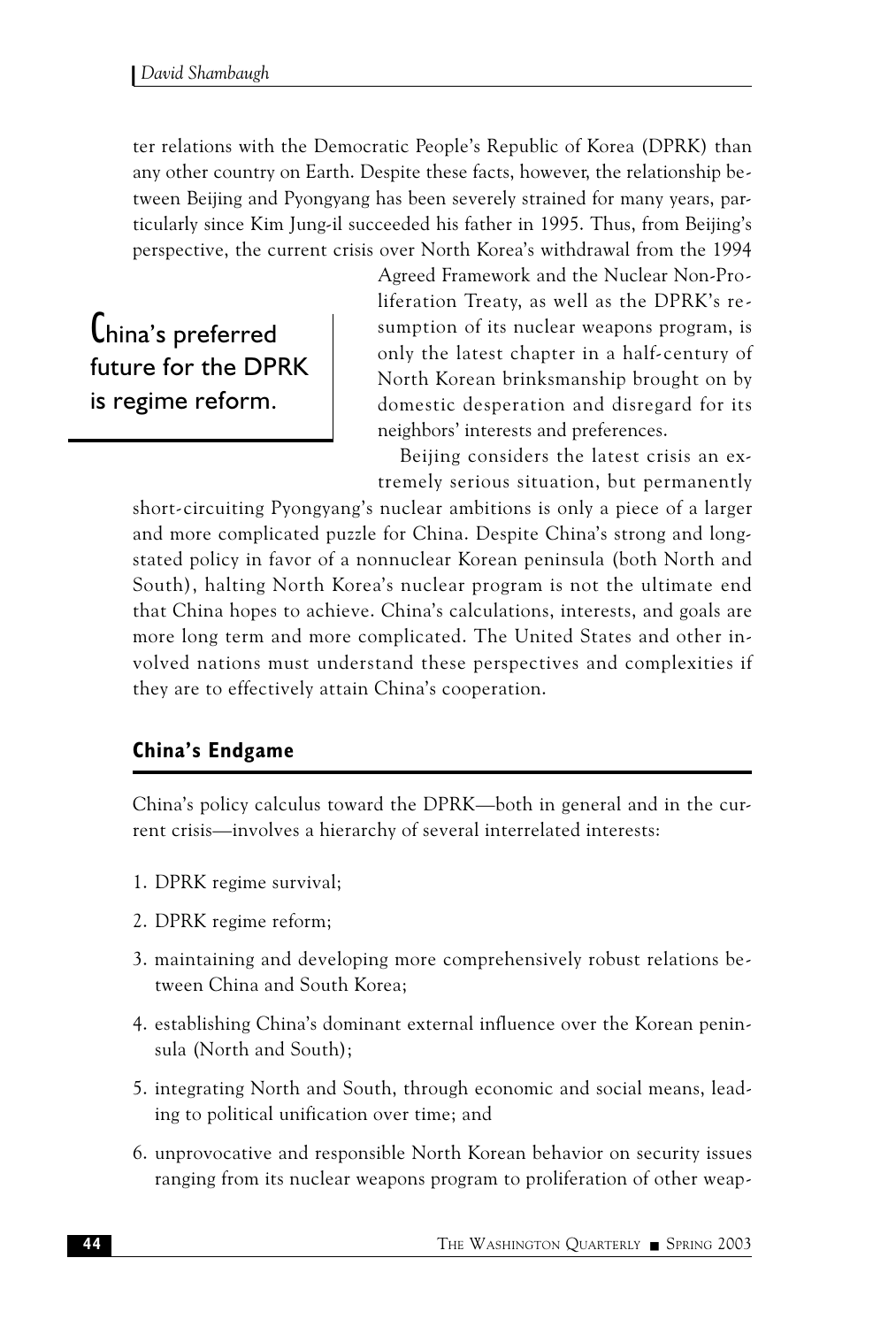ter relations with the Democratic People's Republic of Korea (DPRK) than any other country on Earth. Despite these facts, however, the relationship between Beijing and Pyongyang has been severely strained for many years, particularly since Kim Jung-il succeeded his father in 1995. Thus, from Beijing's perspective, the current crisis over North Korea's withdrawal from the 1994 Agreed Framework and the Nuclear Non-Proliferation Treaty, as well as the DPRK's resumption of its nuclear weapons program, is only the latest chapter in a half-century of North Korean brinksmanship brought on by domestic desperation and disregard for its neighbors' interests and preferences.

> China's preferred future for the DPRK is regime reform.

Beijing considers the latest crisis an extremely serious situation, but permanently short-circuiting Pyongyang's nuclear ambitions is only a piece of a larger and more complicated puzzle for China. Despite China's strong and long-stated policy in favor of a nonnuclear Korean peninsula (both North and South), halting North Korea's nuclear program is not the ultimate end that China hopes to achieve. China's calculations, interests, and goals are more long term and more complicated. The United States and other involved nations must understand these perspectives and complexities if they are to effectively attain China's cooperation.

## China's Endgame

China's policy calculus toward the DPRK—both in general and in the current crisis—involves a hierarchy of several interrelated interests:

1. DPRK regime survival;
2. DPRK regime reform;
3. maintaining and developing more comprehensively robust relations between China and South Korea;
4. establishing China's dominant external influence over the Korean peninsula (North and South);
5. integrating North and South, through economic and social means, leading to political unification over time; and
6. unprovocative and responsible North Korean behavior on security issues ranging from its nuclear weapons program to proliferation of other weap-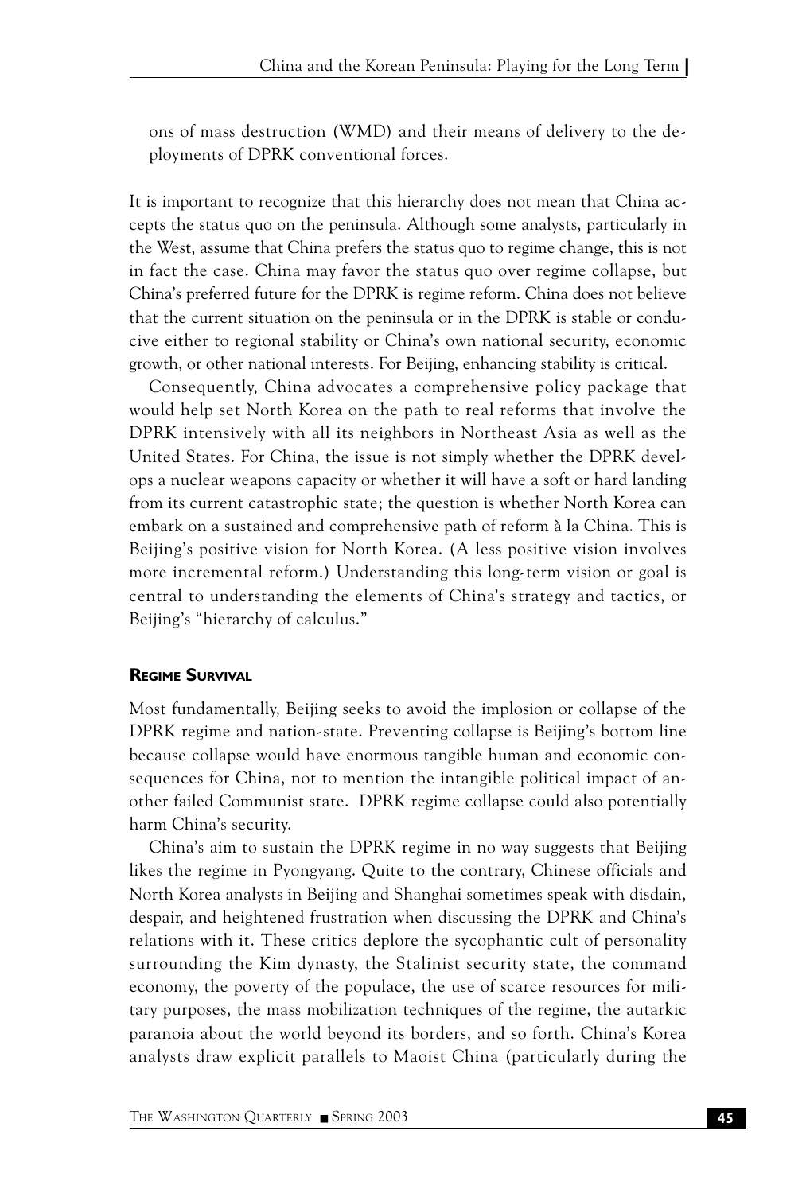ons of mass destruction (WMD) and their means of delivery to the deployments of DPRK conventional forces.

It is important to recognize that this hierarchy does not mean that China accepts the status quo on the peninsula. Although some analysts, particularly in the West, assume that China prefers the status quo to regime change, this is not in fact the case. China may favor the status quo over regime collapse, but China's preferred future for the DPRK is regime reform. China does not believe that the current situation on the peninsula or in the DPRK is stable or conducive either to regional stability or China's own national security, economic growth, or other national interests. For Beijing, enhancing stability is critical.

Consequently, China advocates a comprehensive policy package that would help set North Korea on the path to real reforms that involve the DPRK intensively with all its neighbors in Northeast Asia as well as the United States. For China, the issue is not simply whether the DPRK develops a nuclear weapons capacity or whether it will have a soft or hard landing from its current catastrophic state; the question is whether North Korea can embark on a sustained and comprehensive path of reform à la China. This is Beijing's positive vision for North Korea. (A less positive vision involves more incremental reform.) Understanding this long-term vision or goal is central to understanding the elements of China's strategy and tactics, or Beijing's "hierarchy of calculus."

#### Regime Survival

Most fundamentally, Beijing seeks to avoid the implosion or collapse of the DPRK regime and nation-state. Preventing collapse is Beijing's bottom line because collapse would have enormous tangible human and economic consequences for China, not to mention the intangible political impact of another failed Communist state. DPRK regime collapse could also potentially harm China's security.

China's aim to sustain the DPRK regime in no way suggests that Beijing likes the regime in Pyongyang. Quite to the contrary, Chinese officials and North Korea analysts in Beijing and Shanghai sometimes speak with disdain, despair, and heightened frustration when discussing the DPRK and China's relations with it. These critics deplore the sycophantic cult of personality surrounding the Kim dynasty, the Stalinist security state, the command economy, the poverty of the populace, the use of scarce resources for military purposes, the mass mobilization techniques of the regime, the autarkic paranoia about the world beyond its borders, and so forth. China's Korea analysts draw explicit parallels to Maoist China (particularly during the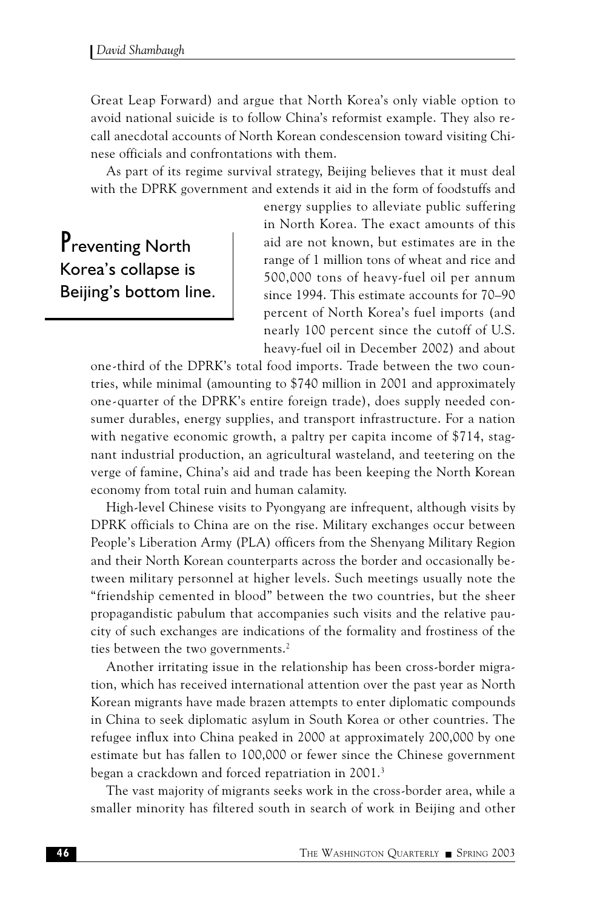Great Leap Forward) and argue that North Korea's only viable option to avoid national suicide is to follow China's reformist example. They also recall anecdotal accounts of North Korean condescension toward visiting Chinese officials and confrontations with them.

As part of its regime survival strategy, Beijing believes that it must deal with the DPRK government and extends it aid in the form of foodstuffs and energy supplies to alleviate public suffering in North Korea. The exact amounts of this aid are not known, but estimates are in the range of 1 million tons of wheat and rice and 500,000 tons of heavy-fuel oil per annum since 1994. This estimate accounts for 70–90 percent of North Korea's fuel imports (and nearly 100 percent since the cutoff of U.S. heavy-fuel oil in December 2002) and about one-third of the DPRK's total food imports. Trade between the two countries, while minimal (amounting to $740 million in 2001 and approximately one-quarter of the DPRK's entire foreign trade), does supply needed consumer durables, energy supplies, and transport infrastructure. For a nation with negative economic growth, a paltry per capita income of $714, stagnant industrial production, an agricultural wasteland, and teetering on the verge of famine, China's aid and trade has been keeping the North Korean economy from total ruin and human calamity.

> **Preventing North Korea's collapse is Beijing's bottom line.**

High-level Chinese visits to Pyongyang are infrequent, although visits by DPRK officials to China are on the rise. Military exchanges occur between People's Liberation Army (PLA) officers from the Shenyang Military Region and their North Korean counterparts across the border and occasionally between military personnel at higher levels. Such meetings usually note the "friendship cemented in blood" between the two countries, but the sheer propagandistic pabulum that accompanies such visits and the relative paucity of such exchanges are indications of the formality and frostiness of the ties between the two governments.[2]

Another irritating issue in the relationship has been cross-border migration, which has received international attention over the past year as North Korean migrants have made brazen attempts to enter diplomatic compounds in China to seek diplomatic asylum in South Korea or other countries. The refugee influx into China peaked in 2000 at approximately 200,000 by one estimate but has fallen to 100,000 or fewer since the Chinese government began a crackdown and forced repatriation in 2001.[3]

The vast majority of migrants seeks work in the cross-border area, while a smaller minority has filtered south in search of work in Beijing and other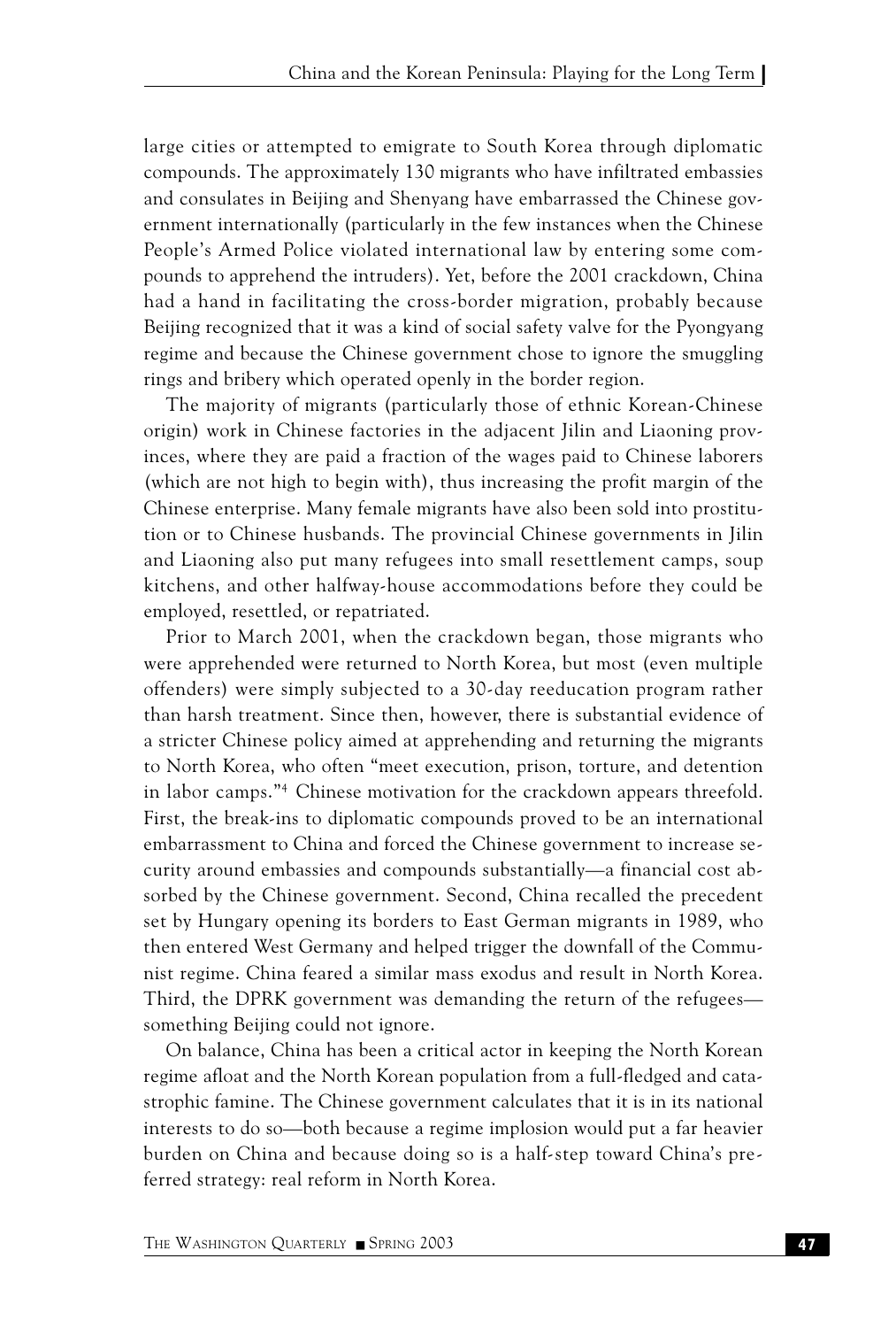large cities or attempted to emigrate to South Korea through diplomatic compounds. The approximately 130 migrants who have infiltrated embassies and consulates in Beijing and Shenyang have embarrassed the Chinese government internationally (particularly in the few instances when the Chinese People's Armed Police violated international law by entering some compounds to apprehend the intruders). Yet, before the 2001 crackdown, China had a hand in facilitating the cross-border migration, probably because Beijing recognized that it was a kind of social safety valve for the Pyongyang regime and because the Chinese government chose to ignore the smuggling rings and bribery which operated openly in the border region.

The majority of migrants (particularly those of ethnic Korean-Chinese origin) work in Chinese factories in the adjacent Jilin and Liaoning provinces, where they are paid a fraction of the wages paid to Chinese laborers (which are not high to begin with), thus increasing the profit margin of the Chinese enterprise. Many female migrants have also been sold into prostitution or to Chinese husbands. The provincial Chinese governments in Jilin and Liaoning also put many refugees into small resettlement camps, soup kitchens, and other halfway-house accommodations before they could be employed, resettled, or repatriated.

Prior to March 2001, when the crackdown began, those migrants who were apprehended were returned to North Korea, but most (even multiple offenders) were simply subjected to a 30-day reeducation program rather than harsh treatment. Since then, however, there is substantial evidence of a stricter Chinese policy aimed at apprehending and returning the migrants to North Korea, who often "meet execution, prison, torture, and detention in labor camps."[4] Chinese motivation for the crackdown appears threefold. First, the break-ins to diplomatic compounds proved to be an international embarrassment to China and forced the Chinese government to increase security around embassies and compounds substantially—a financial cost absorbed by the Chinese government. Second, China recalled the precedent set by Hungary opening its borders to East German migrants in 1989, who then entered West Germany and helped trigger the downfall of the Communist regime. China feared a similar mass exodus and result in North Korea. Third, the DPRK government was demanding the return of the refugees—something Beijing could not ignore.

On balance, China has been a critical actor in keeping the North Korean regime afloat and the North Korean population from a full-fledged and catastrophic famine. The Chinese government calculates that it is in its national interests to do so—both because a regime implosion would put a far heavier burden on China and because doing so is a half-step toward China's preferred strategy: real reform in North Korea.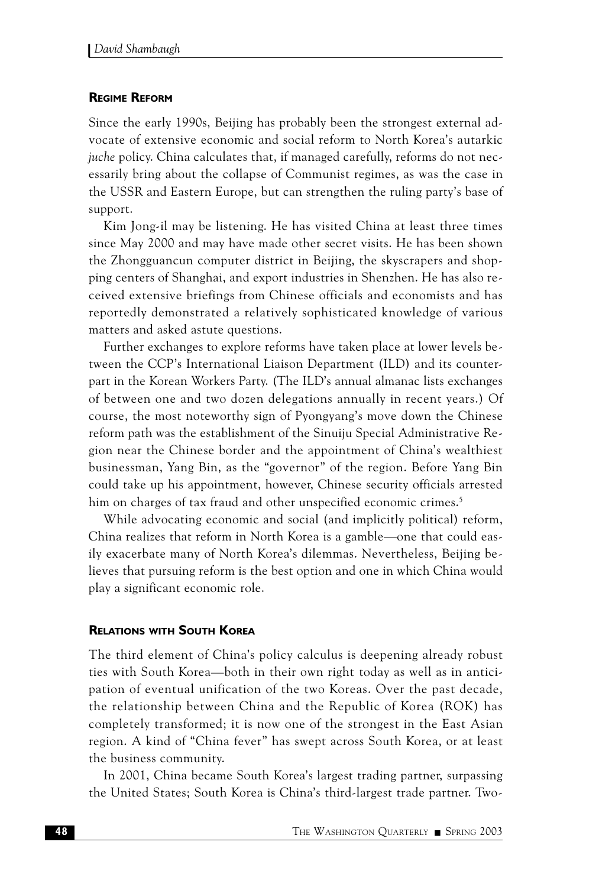### Regime Reform

Since the early 1990s, Beijing has probably been the strongest external advocate of extensive economic and social reform to North Korea's autarkic *juche* policy. China calculates that, if managed carefully, reforms do not necessarily bring about the collapse of Communist regimes, as was the case in the USSR and Eastern Europe, but can strengthen the ruling party's base of support.

Kim Jong-il may be listening. He has visited China at least three times since May 2000 and may have made other secret visits. He has been shown the Zhongguancun computer district in Beijing, the skyscrapers and shopping centers of Shanghai, and export industries in Shenzhen. He has also received extensive briefings from Chinese officials and economists and has reportedly demonstrated a relatively sophisticated knowledge of various matters and asked astute questions.

Further exchanges to explore reforms have taken place at lower levels between the CCP's International Liaison Department (ILD) and its counterpart in the Korean Workers Party. (The ILD's annual almanac lists exchanges of between one and two dozen delegations annually in recent years.) Of course, the most noteworthy sign of Pyongyang's move down the Chinese reform path was the establishment of the Sinuiju Special Administrative Region near the Chinese border and the appointment of China's wealthiest businessman, Yang Bin, as the "governor" of the region. Before Yang Bin could take up his appointment, however, Chinese security officials arrested him on charges of tax fraud and other unspecified economic crimes.[5]

While advocating economic and social (and implicitly political) reform, China realizes that reform in North Korea is a gamble—one that could easily exacerbate many of North Korea's dilemmas. Nevertheless, Beijing believes that pursuing reform is the best option and one in which China would play a significant economic role.

### Relations with South Korea

The third element of China's policy calculus is deepening already robust ties with South Korea—both in their own right today as well as in anticipation of eventual unification of the two Koreas. Over the past decade, the relationship between China and the Republic of Korea (ROK) has completely transformed; it is now one of the strongest in the East Asian region. A kind of "China fever" has swept across South Korea, or at least the business community.

In 2001, China became South Korea's largest trading partner, surpassing the United States; South Korea is China's third-largest trade partner. Two-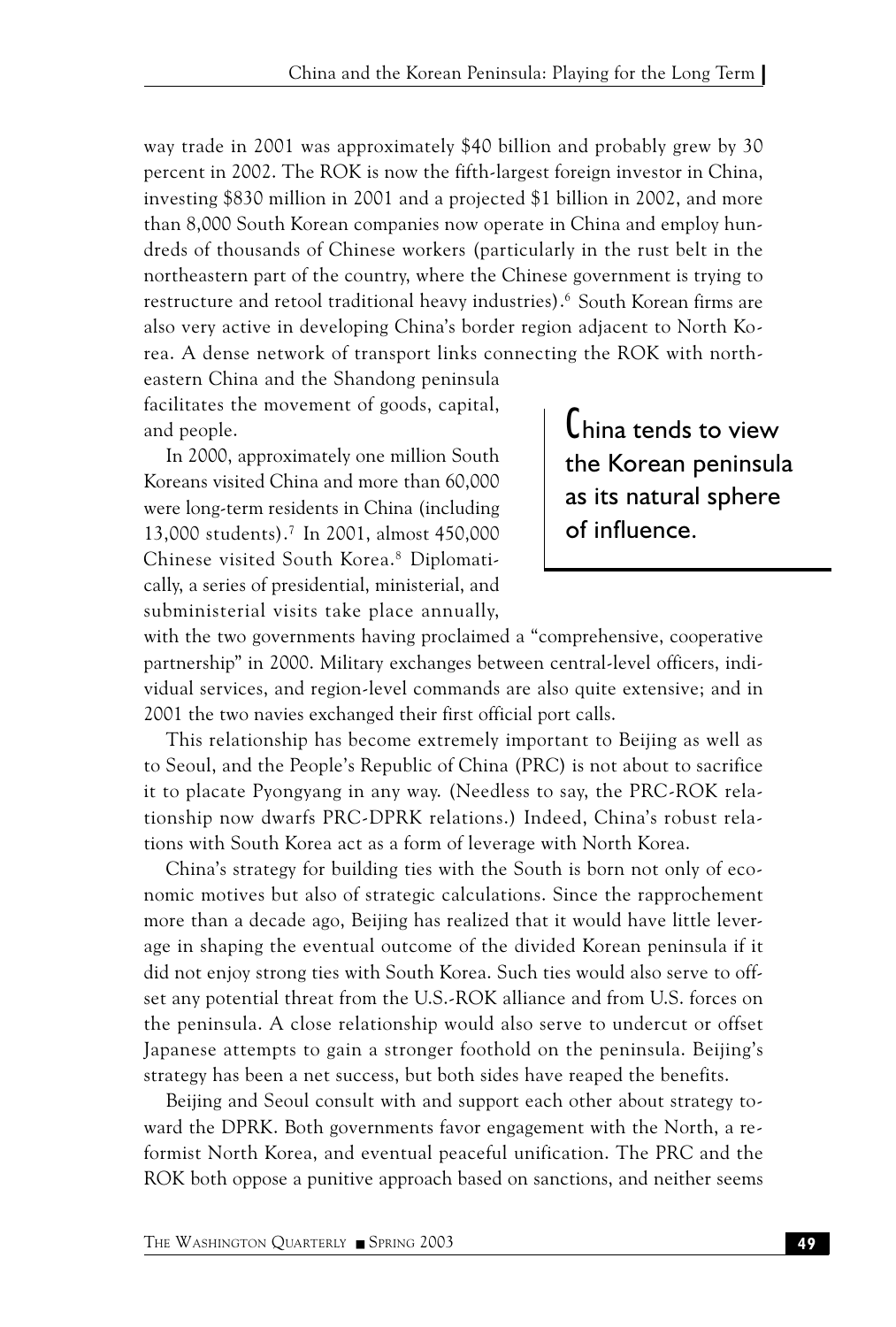way trade in 2001 was approximately $40 billion and probably grew by 30 percent in 2002. The ROK is now the fifth-largest foreign investor in China, investing $830 million in 2001 and a projected $1 billion in 2002, and more than 8,000 South Korean companies now operate in China and employ hundreds of thousands of Chinese workers (particularly in the rust belt in the northeastern part of the country, where the Chinese government is trying to restructure and retool traditional heavy industries).[6] South Korean firms are also very active in developing China's border region adjacent to North Korea. A dense network of transport links connecting the ROK with northeastern China and the Shandong peninsula facilitates the movement of goods, capital, and people.

> China tends to view the Korean peninsula as its natural sphere of influence.

In 2000, approximately one million South Koreans visited China and more than 60,000 were long-term residents in China (including 13,000 students).[7] In 2001, almost 450,000 Chinese visited South Korea.[8] Diplomatically, a series of presidential, ministerial, and subministerial visits take place annually, with the two governments having proclaimed a "comprehensive, cooperative partnership" in 2000. Military exchanges between central-level officers, individual services, and region-level commands are also quite extensive; and in 2001 the two navies exchanged their first official port calls.

This relationship has become extremely important to Beijing as well as to Seoul, and the People's Republic of China (PRC) is not about to sacrifice it to placate Pyongyang in any way. (Needless to say, the PRC-ROK relationship now dwarfs PRC-DPRK relations.) Indeed, China's robust relations with South Korea act as a form of leverage with North Korea.

China's strategy for building ties with the South is born not only of economic motives but also of strategic calculations. Since the rapprochement more than a decade ago, Beijing has realized that it would have little leverage in shaping the eventual outcome of the divided Korean peninsula if it did not enjoy strong ties with South Korea. Such ties would also serve to offset any potential threat from the U.S.-ROK alliance and from U.S. forces on the peninsula. A close relationship would also serve to undercut or offset Japanese attempts to gain a stronger foothold on the peninsula. Beijing's strategy has been a net success, but both sides have reaped the benefits.

Beijing and Seoul consult with and support each other about strategy toward the DPRK. Both governments favor engagement with the North, a reformist North Korea, and eventual peaceful unification. The PRC and the ROK both oppose a punitive approach based on sanctions, and neither seems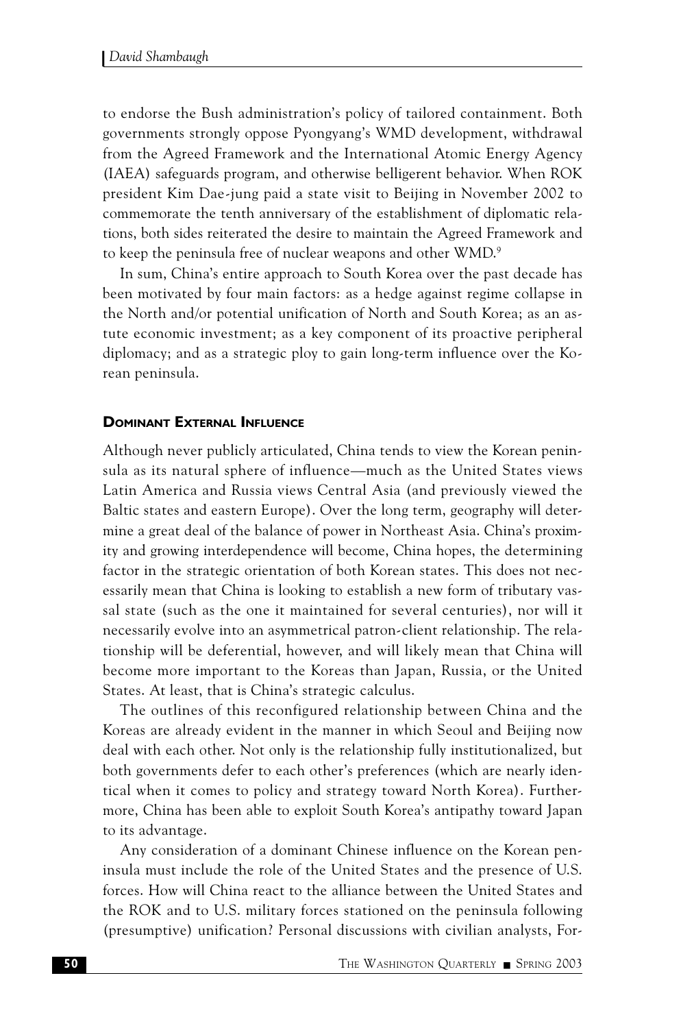to endorse the Bush administration's policy of tailored containment. Both governments strongly oppose Pyongyang's WMD development, withdrawal from the Agreed Framework and the International Atomic Energy Agency (IAEA) safeguards program, and otherwise belligerent behavior. When ROK president Kim Dae-jung paid a state visit to Beijing in November 2002 to commemorate the tenth anniversary of the establishment of diplomatic relations, both sides reiterated the desire to maintain the Agreed Framework and to keep the peninsula free of nuclear weapons and other WMD.[9]

In sum, China's entire approach to South Korea over the past decade has been motivated by four main factors: as a hedge against regime collapse in the North and/or potential unification of North and South Korea; as an astute economic investment; as a key component of its proactive peripheral diplomacy; and as a strategic ploy to gain long-term influence over the Korean peninsula.

## Dominant External Influence

Although never publicly articulated, China tends to view the Korean peninsula as its natural sphere of influence—much as the United States views Latin America and Russia views Central Asia (and previously viewed the Baltic states and eastern Europe). Over the long term, geography will determine a great deal of the balance of power in Northeast Asia. China's proximity and growing interdependence will become, China hopes, the determining factor in the strategic orientation of both Korean states. This does not necessarily mean that China is looking to establish a new form of tributary vassal state (such as the one it maintained for several centuries), nor will it necessarily evolve into an asymmetrical patron-client relationship. The relationship will be deferential, however, and will likely mean that China will become more important to the Koreas than Japan, Russia, or the United States. At least, that is China's strategic calculus.

The outlines of this reconfigured relationship between China and the Koreas are already evident in the manner in which Seoul and Beijing now deal with each other. Not only is the relationship fully institutionalized, but both governments defer to each other's preferences (which are nearly identical when it comes to policy and strategy toward North Korea). Furthermore, China has been able to exploit South Korea's antipathy toward Japan to its advantage.

Any consideration of a dominant Chinese influence on the Korean peninsula must include the role of the United States and the presence of U.S. forces. How will China react to the alliance between the United States and the ROK and to U.S. military forces stationed on the peninsula following (presumptive) unification? Personal discussions with civilian analysts, For-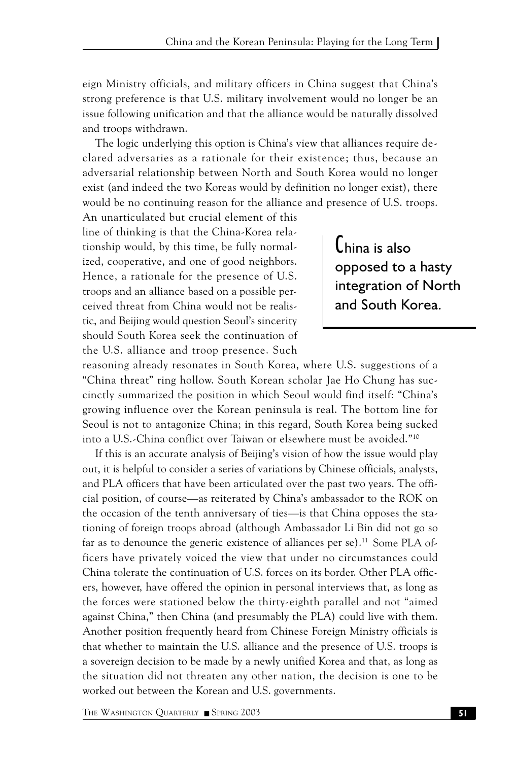eign Ministry officials, and military officers in China suggest that China's strong preference is that U.S. military involvement would no longer be an issue following unification and that the alliance would be naturally dissolved and troops withdrawn.

The logic underlying this option is China's view that alliances require declared adversaries as a rationale for their existence; thus, because an adversarial relationship between North and South Korea would no longer exist (and indeed the two Koreas would by definition no longer exist), there would be no continuing reason for the alliance and presence of U.S. troops. An unarticulated but crucial element of this line of thinking is that the China-Korea relationship would, by this time, be fully normalized, cooperative, and one of good neighbors. Hence, a rationale for the presence of U.S. troops and an alliance based on a possible perceived threat from China would not be realistic, and Beijing would question Seoul's sincerity should South Korea seek the continuation of the U.S. alliance and troop presence. Such reasoning already resonates in South Korea, where U.S. suggestions of a "China threat" ring hollow. South Korean scholar Jae Ho Chung has succinctly summarized the position in which Seoul would find itself: "China's growing influence over the Korean peninsula is real. The bottom line for Seoul is not to antagonize China; in this regard, South Korea being sucked into a U.S.-China conflict over Taiwan or elsewhere must be avoided."[10]

> China is also opposed to a hasty integration of North and South Korea.

If this is an accurate analysis of Beijing's vision of how the issue would play out, it is helpful to consider a series of variations by Chinese officials, analysts, and PLA officers that have been articulated over the past two years. The official position, of course—as reiterated by China's ambassador to the ROK on the occasion of the tenth anniversary of ties—is that China opposes the stationing of foreign troops abroad (although Ambassador Li Bin did not go so far as to denounce the generic existence of alliances per se).[11] Some PLA officers have privately voiced the view that under no circumstances could China tolerate the continuation of U.S. forces on its border. Other PLA officers, however, have offered the opinion in personal interviews that, as long as the forces were stationed below the thirty-eighth parallel and not "aimed against China," then China (and presumably the PLA) could live with them. Another position frequently heard from Chinese Foreign Ministry officials is that whether to maintain the U.S. alliance and the presence of U.S. troops is a sovereign decision to be made by a newly unified Korea and that, as long as the situation did not threaten any other nation, the decision is one to be worked out between the Korean and U.S. governments.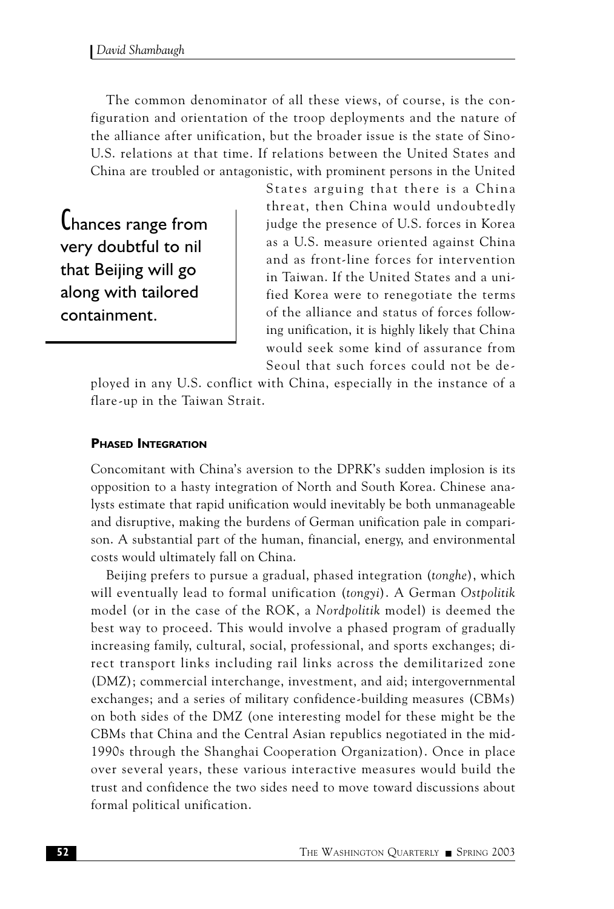The common denominator of all these views, of course, is the configuration and orientation of the troop deployments and the nature of the alliance after unification, but the broader issue is the state of Sino-U.S. relations at that time. If relations between the United States and China are troubled or antagonistic, with prominent persons in the United States arguing that there is a China threat, then China would undoubtedly judge the presence of U.S. forces in Korea as a U.S. measure oriented against China and as front-line forces for intervention in Taiwan. If the United States and a unified Korea were to renegotiate the terms of the alliance and status of forces following unification, it is highly likely that China would seek some kind of assurance from Seoul that such forces could not be deployed in any U.S. conflict with China, especially in the instance of a flare-up in the Taiwan Strait.

> Chances range from very doubtful to nil that Beijing will go along with tailored containment.

#### Phased Integration

Concomitant with China's aversion to the DPRK's sudden implosion is its opposition to a hasty integration of North and South Korea. Chinese analysts estimate that rapid unification would inevitably be both unmanageable and disruptive, making the burdens of German unification pale in comparison. A substantial part of the human, financial, energy, and environmental costs would ultimately fall on China.

Beijing prefers to pursue a gradual, phased integration (*tonghe*), which will eventually lead to formal unification (*tongyi*). A German *Ostpolitik* model (or in the case of the ROK, a *Nordpolitik* model) is deemed the best way to proceed. This would involve a phased program of gradually increasing family, cultural, social, professional, and sports exchanges; direct transport links including rail links across the demilitarized zone (DMZ); commercial interchange, investment, and aid; intergovernmental exchanges; and a series of military confidence-building measures (CBMs) on both sides of the DMZ (one interesting model for these might be the CBMs that China and the Central Asian republics negotiated in the mid-1990s through the Shanghai Cooperation Organization). Once in place over several years, these various interactive measures would build the trust and confidence the two sides need to move toward discussions about formal political unification.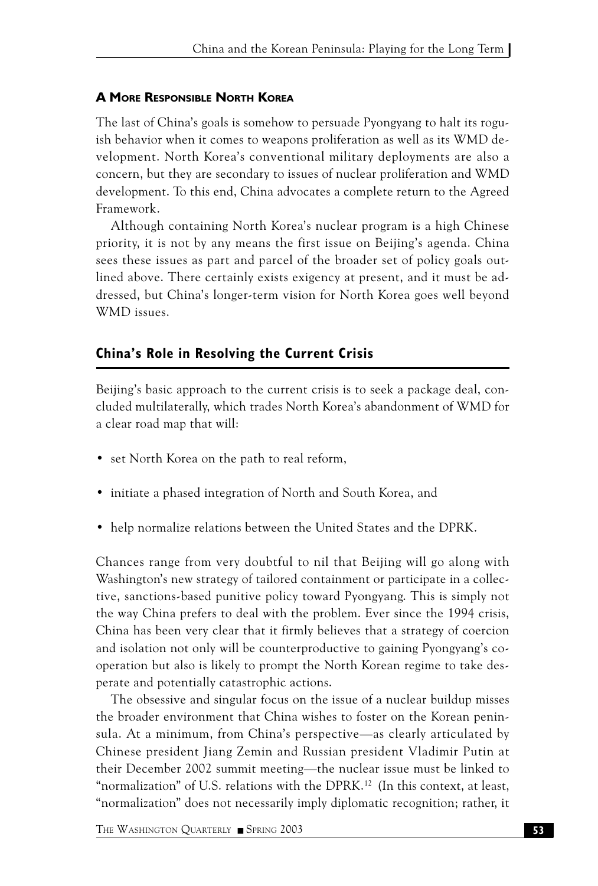### A More Responsible North Korea

The last of China's goals is somehow to persuade Pyongyang to halt its roguish behavior when it comes to weapons proliferation as well as its WMD development. North Korea's conventional military deployments are also a concern, but they are secondary to issues of nuclear proliferation and WMD development. To this end, China advocates a complete return to the Agreed Framework.

Although containing North Korea's nuclear program is a high Chinese priority, it is not by any means the first issue on Beijing's agenda. China sees these issues as part and parcel of the broader set of policy goals outlined above. There certainly exists exigency at present, and it must be addressed, but China's longer-term vision for North Korea goes well beyond WMD issues.

## China's Role in Resolving the Current Crisis

Beijing's basic approach to the current crisis is to seek a package deal, concluded multilaterally, which trades North Korea's abandonment of WMD for a clear road map that will:

- set North Korea on the path to real reform,
- initiate a phased integration of North and South Korea, and
- help normalize relations between the United States and the DPRK.

Chances range from very doubtful to nil that Beijing will go along with Washington's new strategy of tailored containment or participate in a collective, sanctions-based punitive policy toward Pyongyang. This is simply not the way China prefers to deal with the problem. Ever since the 1994 crisis, China has been very clear that it firmly believes that a strategy of coercion and isolation not only will be counterproductive to gaining Pyongyang's cooperation but also is likely to prompt the North Korean regime to take desperate and potentially catastrophic actions.

The obsessive and singular focus on the issue of a nuclear buildup misses the broader environment that China wishes to foster on the Korean peninsula. At a minimum, from China's perspective—as clearly articulated by Chinese president Jiang Zemin and Russian president Vladimir Putin at their December 2002 summit meeting—the nuclear issue must be linked to "normalization" of U.S. relations with the DPRK.[12] (In this context, at least, "normalization" does not necessarily imply diplomatic recognition; rather, it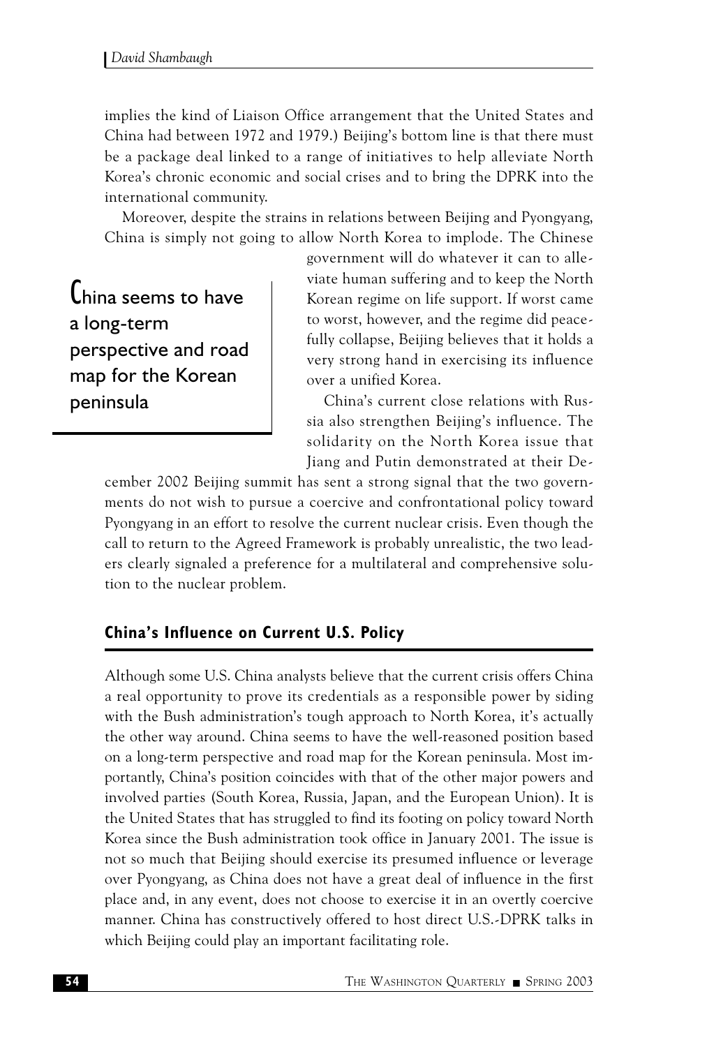implies the kind of Liaison Office arrangement that the United States and China had between 1972 and 1979.) Beijing's bottom line is that there must be a package deal linked to a range of initiatives to help alleviate North Korea's chronic economic and social crises and to bring the DPRK into the international community.

Moreover, despite the strains in relations between Beijing and Pyongyang, China is simply not going to allow North Korea to implode. The Chinese government will do whatever it can to alleviate human suffering and to keep the North Korean regime on life support. If worst came to worst, however, and the regime did peacefully collapse, Beijing believes that it holds a very strong hand in exercising its influence over a unified Korea.

> China seems to have a long-term perspective and road map for the Korean peninsula

China's current close relations with Russia also strengthen Beijing's influence. The solidarity on the North Korea issue that Jiang and Putin demonstrated at their December 2002 Beijing summit has sent a strong signal that the two governments do not wish to pursue a coercive and confrontational policy toward Pyongyang in an effort to resolve the current nuclear crisis. Even though the call to return to the Agreed Framework is probably unrealistic, the two leaders clearly signaled a preference for a multilateral and comprehensive solution to the nuclear problem.

## China's Influence on Current U.S. Policy

Although some U.S. China analysts believe that the current crisis offers China a real opportunity to prove its credentials as a responsible power by siding with the Bush administration's tough approach to North Korea, it's actually the other way around. China seems to have the well-reasoned position based on a long-term perspective and road map for the Korean peninsula. Most importantly, China's position coincides with that of the other major powers and involved parties (South Korea, Russia, Japan, and the European Union). It is the United States that has struggled to find its footing on policy toward North Korea since the Bush administration took office in January 2001. The issue is not so much that Beijing should exercise its presumed influence or leverage over Pyongyang, as China does not have a great deal of influence in the first place and, in any event, does not choose to exercise it in an overtly coercive manner. China has constructively offered to host direct U.S.-DPRK talks in which Beijing could play an important facilitating role.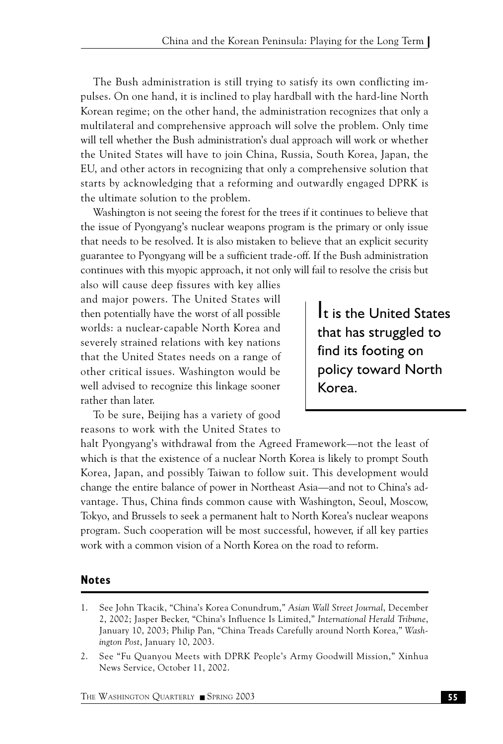The Bush administration is still trying to satisfy its own conflicting impulses. On one hand, it is inclined to play hardball with the hard-line North Korean regime; on the other hand, the administration recognizes that only a multilateral and comprehensive approach will solve the problem. Only time will tell whether the Bush administration's dual approach will work or whether the United States will have to join China, Russia, South Korea, Japan, the EU, and other actors in recognizing that only a comprehensive solution that starts by acknowledging that a reforming and outwardly engaged DPRK is the ultimate solution to the problem.

Washington is not seeing the forest for the trees if it continues to believe that the issue of Pyongyang's nuclear weapons program is the primary or only issue that needs to be resolved. It is also mistaken to believe that an explicit security guarantee to Pyongyang will be a sufficient trade-off. If the Bush administration continues with this myopic approach, it not only will fail to resolve the crisis but also will cause deep fissures with key allies and major powers. The United States will then potentially have the worst of all possible worlds: a nuclear-capable North Korea and severely strained relations with key nations that the United States needs on a range of other critical issues. Washington would be well advised to recognize this linkage sooner rather than later.

> It is the United States that has struggled to find its footing on policy toward North Korea.

To be sure, Beijing has a variety of good reasons to work with the United States to halt Pyongyang's withdrawal from the Agreed Framework—not the least of which is that the existence of a nuclear North Korea is likely to prompt South Korea, Japan, and possibly Taiwan to follow suit. This development would change the entire balance of power in Northeast Asia—and not to China's advantage. Thus, China finds common cause with Washington, Seoul, Moscow, Tokyo, and Brussels to seek a permanent halt to North Korea's nuclear weapons program. Such cooperation will be most successful, however, if all key parties work with a common vision of a North Korea on the road to reform.

## Notes

1. See John Tkacik, "China's Korea Conundrum," *Asian Wall Street Journal*, December 2, 2002; Jasper Becker, "China's Influence Is Limited," *International Herald Tribune*, January 10, 2003; Philip Pan, "China Treads Carefully around North Korea," *Washington Post*, January 10, 2003.
2. See "Fu Quanyou Meets with DPRK People's Army Goodwill Mission," Xinhua News Service, October 11, 2002.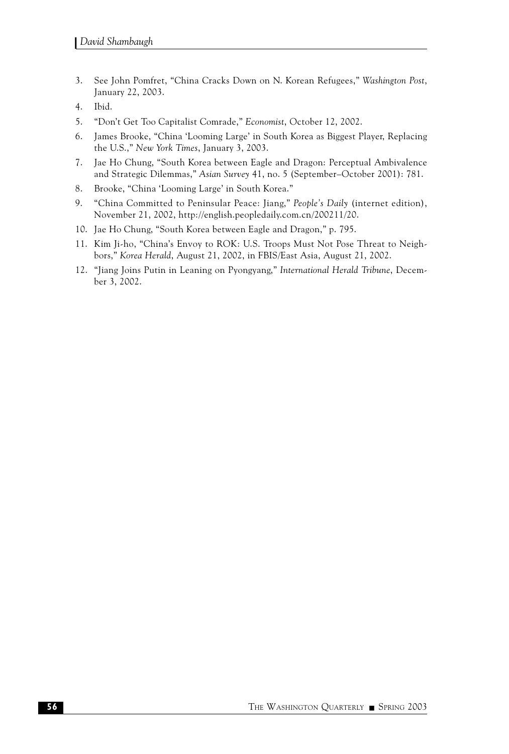3. See John Pomfret, "China Cracks Down on N. Korean Refugees," *Washington Post*, January 22, 2003.
4. Ibid.
5. "Don't Get Too Capitalist Comrade," *Economist*, October 12, 2002.
6. James Brooke, "China 'Looming Large' in South Korea as Biggest Player, Replacing the U.S.," *New York Times*, January 3, 2003.
7. Jae Ho Chung, "South Korea between Eagle and Dragon: Perceptual Ambivalence and Strategic Dilemmas," *Asian Survey* 41, no. 5 (September–October 2001): 781.
8. Brooke, "China 'Looming Large' in South Korea."
9. "China Committed to Peninsular Peace: Jiang," *People's Daily* (internet edition), November 21, 2002, http://english.peopledaily.com.cn/200211/20.
10. Jae Ho Chung, "South Korea between Eagle and Dragon," p. 795.
11. Kim Ji-ho, "China's Envoy to ROK: U.S. Troops Must Not Pose Threat to Neighbors," *Korea Herald*, August 21, 2002, in FBIS/East Asia, August 21, 2002.
12. "Jiang Joins Putin in Leaning on Pyongyang," *International Herald Tribune*, December 3, 2002.